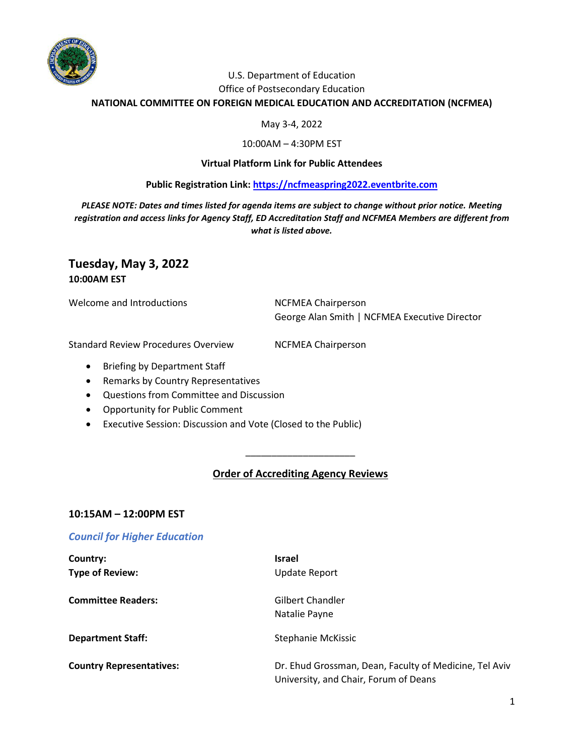U.S. Department of Education

Office of Postsecondary Education

**NATIONAL COMMITTEE ON FOREIGN MEDICAL EDUCATION AND ACCREDITATION (NCFMEA)**

May 3-4, 2022

10:00AM – 4:30PM EST

**Virtual Platform Link for Public Attendees**

**Public Registration Link: https://ncfmeaspring2022.eventbrite.com**

***PLEASE NOTE: Dates and times listed for agenda items are subject to change without prior notice. Meeting registration and access links for Agency Staff, ED Accreditation Staff and NCFMEA Members are different from what is listed above.***

## Tuesday, May 3, 2022

**10:00AM EST**

| | |
|---|---|
| Welcome and Introductions | NCFMEA Chairperson<br>George Alan Smith \| NCFMEA Executive Director |
| Standard Review Procedures Overview | NCFMEA Chairperson |

- Briefing by Department Staff
- Remarks by Country Representatives
- Questions from Committee and Discussion
- Opportunity for Public Comment
- Executive Session: Discussion and Vote (Closed to the Public)

---

## Order of Accrediting Agency Reviews

### 10:15AM – 12:00PM EST

***Council for Higher Education***

| | |
|---|---|
| **Country:** | **Israel** |
| **Type of Review:** | Update Report |
| **Committee Readers:** | Gilbert Chandler<br>Natalie Payne |
| **Department Staff:** | Stephanie McKissic |
| **Country Representatives:** | Dr. Ehud Grossman, Dean, Faculty of Medicine, Tel Aviv University, and Chair, Forum of Deans |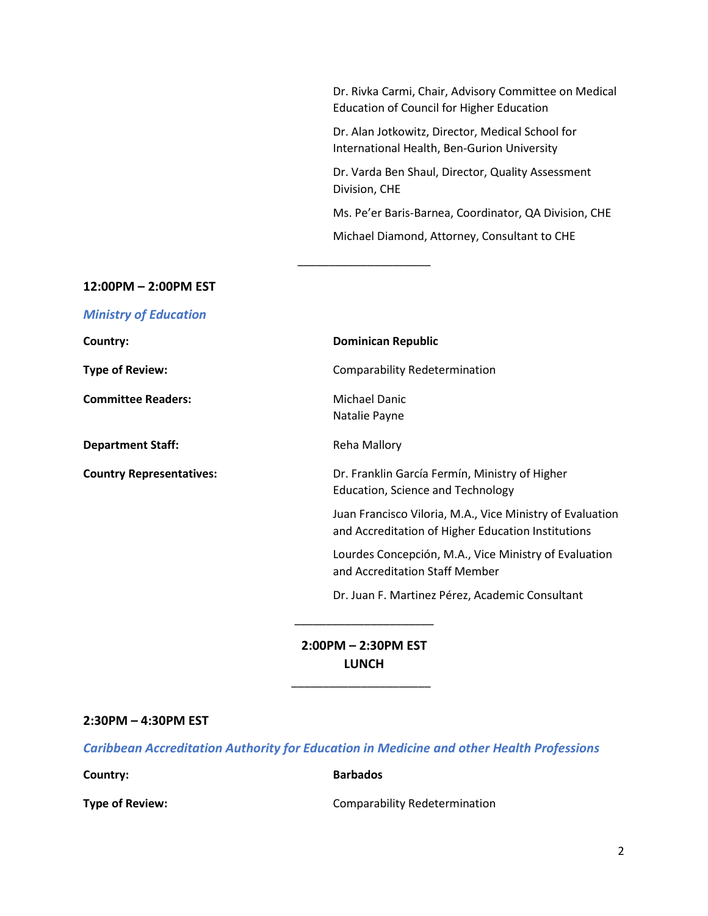Dr. Rivka Carmi, Chair, Advisory Committee on Medical Education of Council for Higher Education

Dr. Alan Jotkowitz, Director, Medical School for International Health, Ben-Gurion University

Dr. Varda Ben Shaul, Director, Quality Assessment Division, CHE

Ms. Pe'er Baris-Barnea, Coordinator, QA Division, CHE

Michael Diamond, Attorney, Consultant to CHE

---

**12:00PM – 2:00PM EST**

***Ministry of Education***

**Country:** **Dominican Republic**

**Type of Review:** Comparability Redetermination

**Committee Readers:** Michael Danic
Natalie Payne

**Department Staff:** Reha Mallory

**Country Representatives:** Dr. Franklin García Fermín, Ministry of Higher Education, Science and Technology

Juan Francisco Viloria, M.A., Vice Ministry of Evaluation and Accreditation of Higher Education Institutions

Lourdes Concepción, M.A., Vice Ministry of Evaluation and Accreditation Staff Member

Dr. Juan F. Martinez Pérez, Academic Consultant

---

**2:00PM – 2:30PM EST**
**LUNCH**

---

**2:30PM – 4:30PM EST**

***Caribbean Accreditation Authority for Education in Medicine and other Health Professions***

**Country:** **Barbados**

**Type of Review:** Comparability Redetermination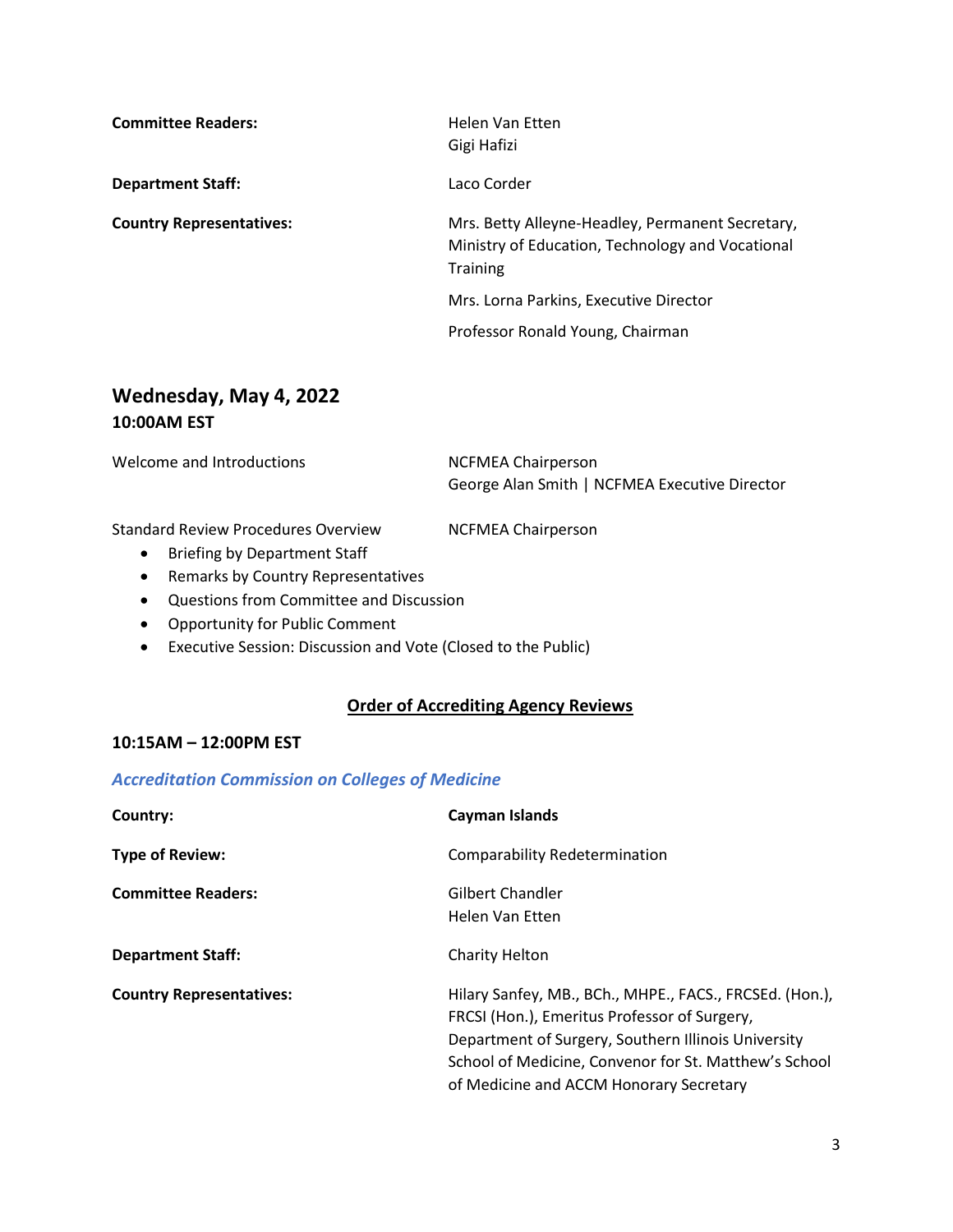**Committee Readers:** Helen Van Etten
Gigi Hafizi

**Department Staff:** Laco Corder

**Country Representatives:** Mrs. Betty Alleyne-Headley, Permanent Secretary, Ministry of Education, Technology and Vocational Training

Mrs. Lorna Parkins, Executive Director

Professor Ronald Young, Chairman

## Wednesday, May 4, 2022

### 10:00AM EST

Welcome and Introductions — NCFMEA Chairperson; George Alan Smith | NCFMEA Executive Director

Standard Review Procedures Overview — NCFMEA Chairperson

- Briefing by Department Staff
- Remarks by Country Representatives
- Questions from Committee and Discussion
- Opportunity for Public Comment
- Executive Session: Discussion and Vote (Closed to the Public)

## Order of Accrediting Agency Reviews

### 10:15AM – 12:00PM EST

### *Accreditation Commission on Colleges of Medicine*

**Country:** **Cayman Islands**

**Type of Review:** Comparability Redetermination

**Committee Readers:** Gilbert Chandler
Helen Van Etten

**Department Staff:** Charity Helton

**Country Representatives:** Hilary Sanfey, MB., BCh., MHPE., FACS., FRCSEd. (Hon.), FRCSI (Hon.), Emeritus Professor of Surgery, Department of Surgery, Southern Illinois University School of Medicine, Convenor for St. Matthew's School of Medicine and ACCM Honorary Secretary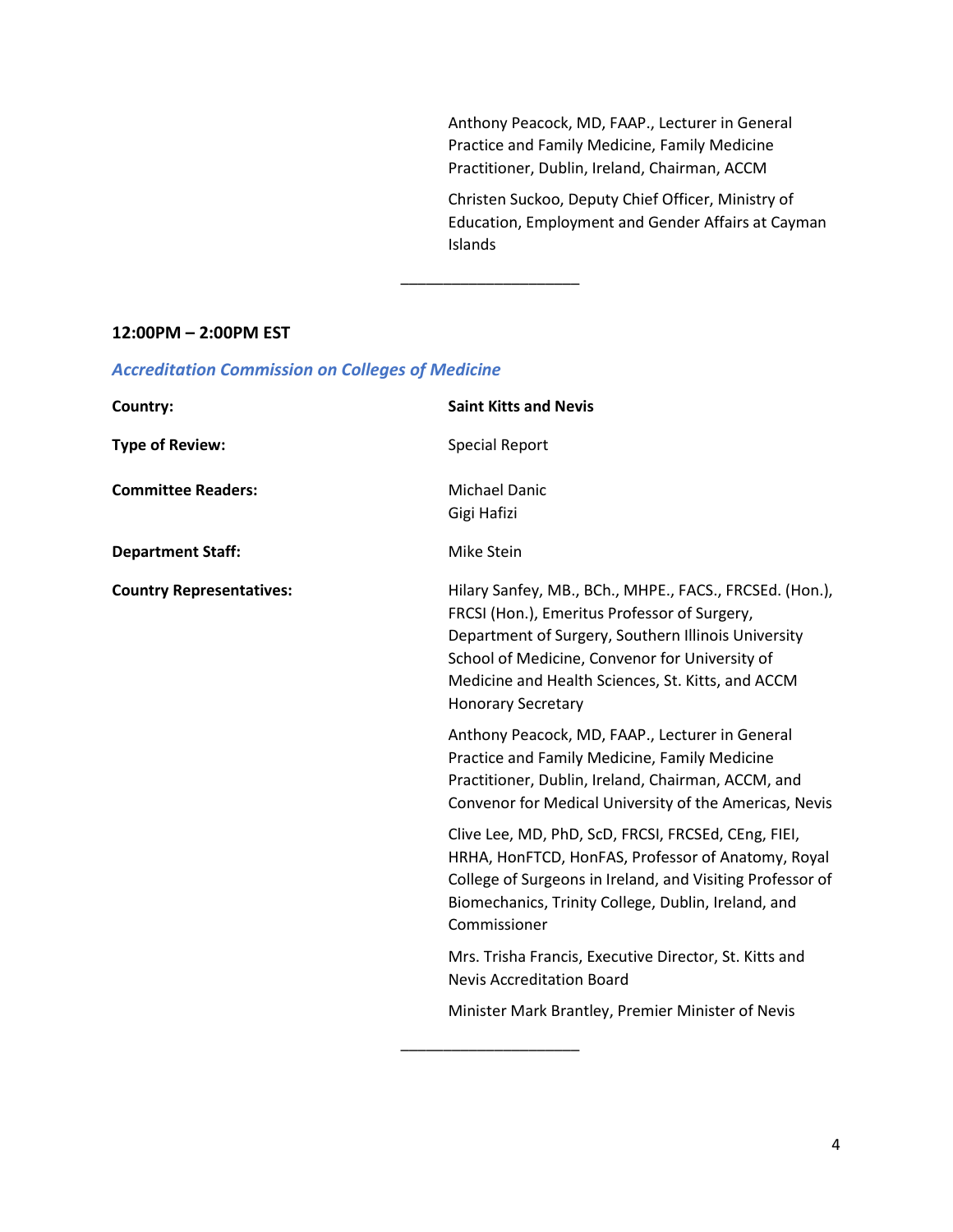Anthony Peacock, MD, FAAP., Lecturer in General Practice and Family Medicine, Family Medicine Practitioner, Dublin, Ireland, Chairman, ACCM

Christen Suckoo, Deputy Chief Officer, Ministry of Education, Employment and Gender Affairs at Cayman Islands

---

**12:00PM – 2:00PM EST**

***Accreditation Commission on Colleges of Medicine***

**Country:** **Saint Kitts and Nevis**

**Type of Review:** Special Report

**Committee Readers:** Michael Danic; Gigi Hafizi

**Department Staff:** Mike Stein

**Country Representatives:**

Hilary Sanfey, MB., BCh., MHPE., FACS., FRCSEd. (Hon.), FRCSI (Hon.), Emeritus Professor of Surgery, Department of Surgery, Southern Illinois University School of Medicine, Convenor for University of Medicine and Health Sciences, St. Kitts, and ACCM Honorary Secretary

Anthony Peacock, MD, FAAP., Lecturer in General Practice and Family Medicine, Family Medicine Practitioner, Dublin, Ireland, Chairman, ACCM, and Convenor for Medical University of the Americas, Nevis

Clive Lee, MD, PhD, ScD, FRCSI, FRCSEd, CEng, FIEI, HRHA, HonFTCD, HonFAS, Professor of Anatomy, Royal College of Surgeons in Ireland, and Visiting Professor of Biomechanics, Trinity College, Dublin, Ireland, and Commissioner

Mrs. Trisha Francis, Executive Director, St. Kitts and Nevis Accreditation Board

Minister Mark Brantley, Premier Minister of Nevis

---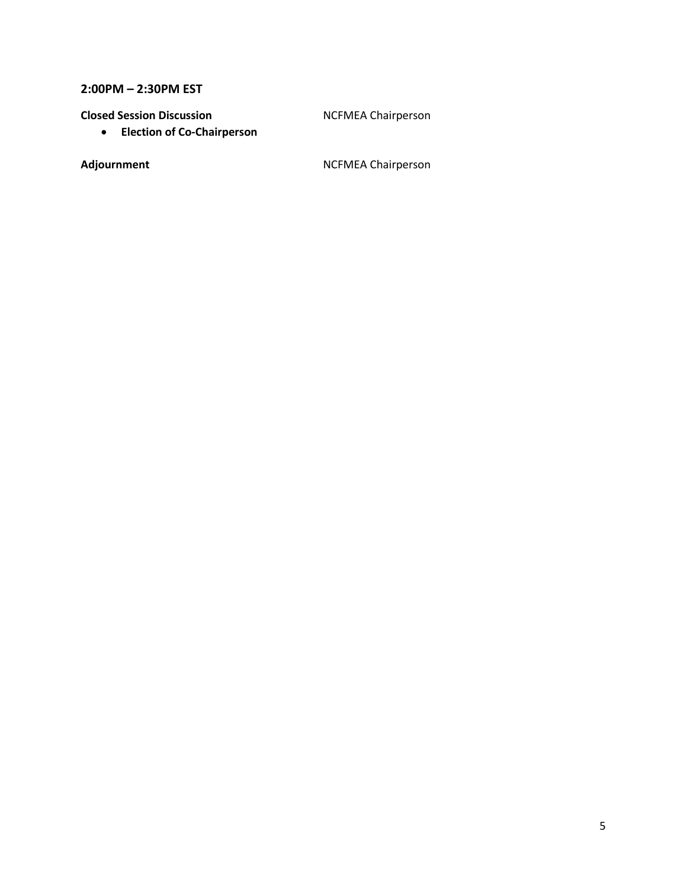### 2:00PM – 2:30PM EST

| | |
|---|---|
| **Closed Session Discussion** | NCFMEA Chairperson |
| • **Election of Co-Chairperson** | |
| **Adjournment** | NCFMEA Chairperson |